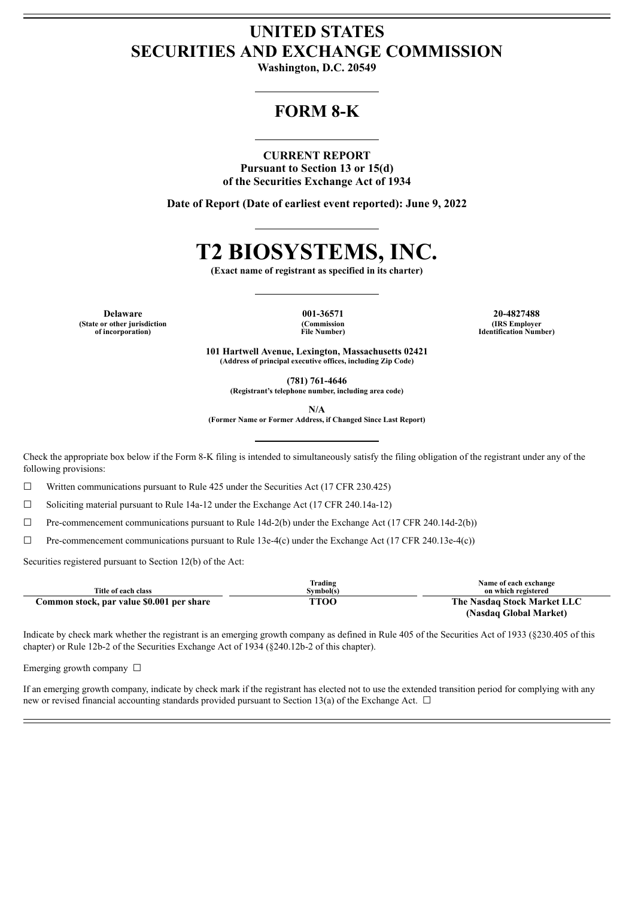# UNITED STATES
# SECURITIES AND EXCHANGE COMMISSION

**Washington, D.C. 20549**

## FORM 8-K

**CURRENT REPORT**
**Pursuant to Section 13 or 15(d)**
**of the Securities Exchange Act of 1934**

**Date of Report (Date of earliest event reported): June 9, 2022**

# T2 BIOSYSTEMS, INC.

**(Exact name of registrant as specified in its charter)**

| | | |
|---|---|---|
| **Delaware** | **001-36571** | **20-4827488** |
| **(State or other jurisdiction of incorporation)** | **(Commission File Number)** | **(IRS Employer Identification Number)** |

**101 Hartwell Avenue, Lexington, Massachusetts 02421**
**(Address of principal executive offices, including Zip Code)**

**(781) 761-4646**
**(Registrant's telephone number, including area code)**

**N/A**
**(Former Name or Former Address, if Changed Since Last Report)**

Check the appropriate box below if the Form 8-K filing is intended to simultaneously satisfy the filing obligation of the registrant under any of the following provisions:

☐ Written communications pursuant to Rule 425 under the Securities Act (17 CFR 230.425)

☐ Soliciting material pursuant to Rule 14a-12 under the Exchange Act (17 CFR 240.14a-12)

☐ Pre-commencement communications pursuant to Rule 14d-2(b) under the Exchange Act (17 CFR 240.14d-2(b))

☐ Pre-commencement communications pursuant to Rule 13e-4(c) under the Exchange Act (17 CFR 240.13e-4(c))

Securities registered pursuant to Section 12(b) of the Act:

| Title of each class | Trading Symbol(s) | Name of each exchange on which registered |
|---|---|---|
| **Common stock, par value $0.001 per share** | **TTOO** | **The Nasdaq Stock Market LLC (Nasdaq Global Market)** |

Indicate by check mark whether the registrant is an emerging growth company as defined in Rule 405 of the Securities Act of 1933 (§230.405 of this chapter) or Rule 12b-2 of the Securities Exchange Act of 1934 (§240.12b-2 of this chapter).

Emerging growth company ☐

If an emerging growth company, indicate by check mark if the registrant has elected not to use the extended transition period for complying with any new or revised financial accounting standards provided pursuant to Section 13(a) of the Exchange Act. ☐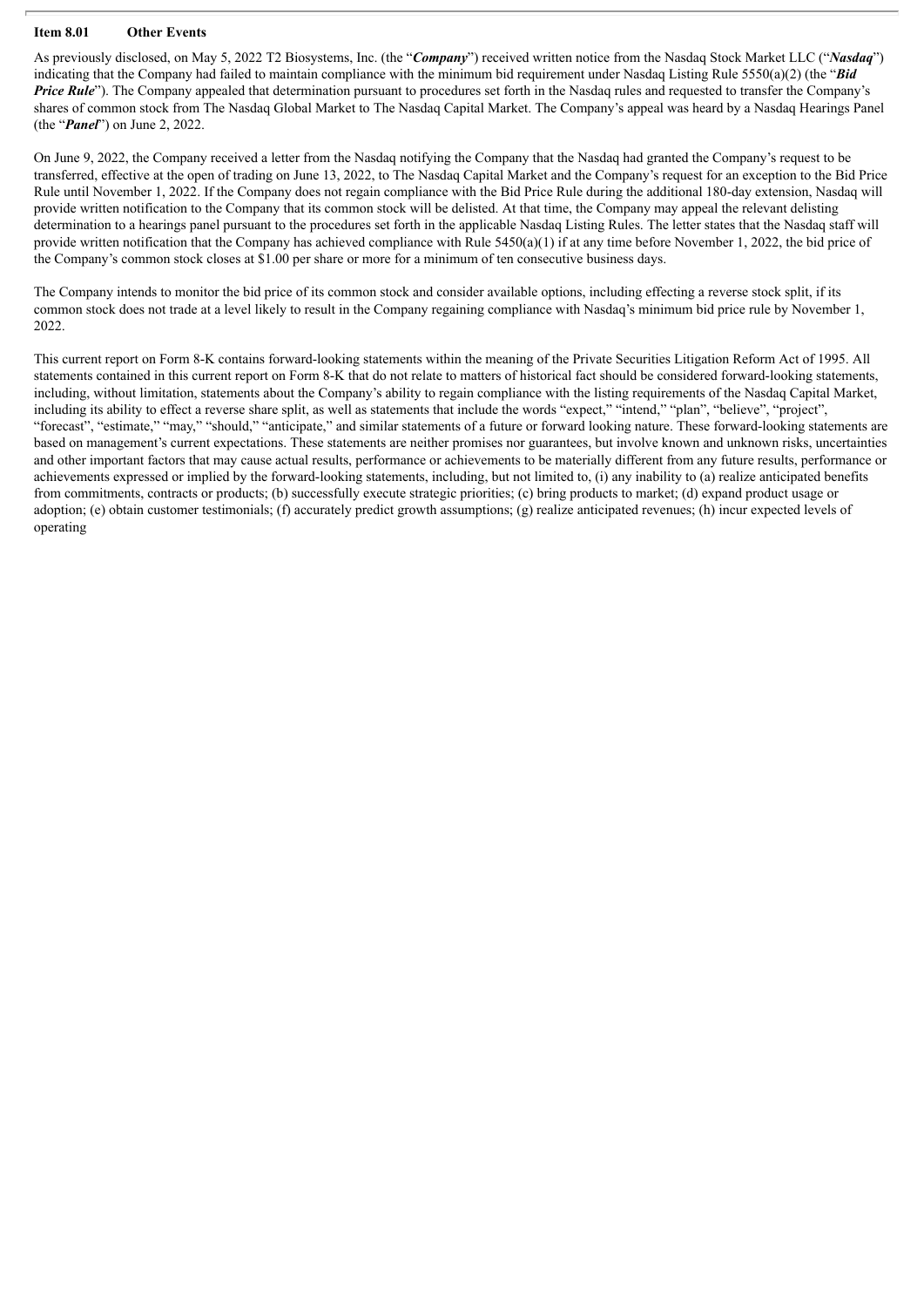**Item 8.01 Other Events**

As previously disclosed, on May 5, 2022 T2 Biosystems, Inc. (the "***Company***") received written notice from the Nasdaq Stock Market LLC ("***Nasdaq***") indicating that the Company had failed to maintain compliance with the minimum bid requirement under Nasdaq Listing Rule 5550(a)(2) (the "***Bid Price Rule***"). The Company appealed that determination pursuant to procedures set forth in the Nasdaq rules and requested to transfer the Company's shares of common stock from The Nasdaq Global Market to The Nasdaq Capital Market. The Company's appeal was heard by a Nasdaq Hearings Panel (the "***Panel***") on June 2, 2022.

On June 9, 2022, the Company received a letter from the Nasdaq notifying the Company that the Nasdaq had granted the Company's request to be transferred, effective at the open of trading on June 13, 2022, to The Nasdaq Capital Market and the Company's request for an exception to the Bid Price Rule until November 1, 2022. If the Company does not regain compliance with the Bid Price Rule during the additional 180-day extension, Nasdaq will provide written notification to the Company that its common stock will be delisted. At that time, the Company may appeal the relevant delisting determination to a hearings panel pursuant to the procedures set forth in the applicable Nasdaq Listing Rules. The letter states that the Nasdaq staff will provide written notification that the Company has achieved compliance with Rule 5450(a)(1) if at any time before November 1, 2022, the bid price of the Company's common stock closes at $1.00 per share or more for a minimum of ten consecutive business days.

The Company intends to monitor the bid price of its common stock and consider available options, including effecting a reverse stock split, if its common stock does not trade at a level likely to result in the Company regaining compliance with Nasdaq's minimum bid price rule by November 1, 2022.

This current report on Form 8-K contains forward-looking statements within the meaning of the Private Securities Litigation Reform Act of 1995. All statements contained in this current report on Form 8-K that do not relate to matters of historical fact should be considered forward-looking statements, including, without limitation, statements about the Company's ability to regain compliance with the listing requirements of the Nasdaq Capital Market, including its ability to effect a reverse share split, as well as statements that include the words "expect," "intend," "plan", "believe", "project", "forecast", "estimate," "may," "should," "anticipate," and similar statements of a future or forward looking nature. These forward-looking statements are based on management's current expectations. These statements are neither promises nor guarantees, but involve known and unknown risks, uncertainties and other important factors that may cause actual results, performance or achievements to be materially different from any future results, performance or achievements expressed or implied by the forward-looking statements, including, but not limited to, (i) any inability to (a) realize anticipated benefits from commitments, contracts or products; (b) successfully execute strategic priorities; (c) bring products to market; (d) expand product usage or adoption; (e) obtain customer testimonials; (f) accurately predict growth assumptions; (g) realize anticipated revenues; (h) incur expected levels of operating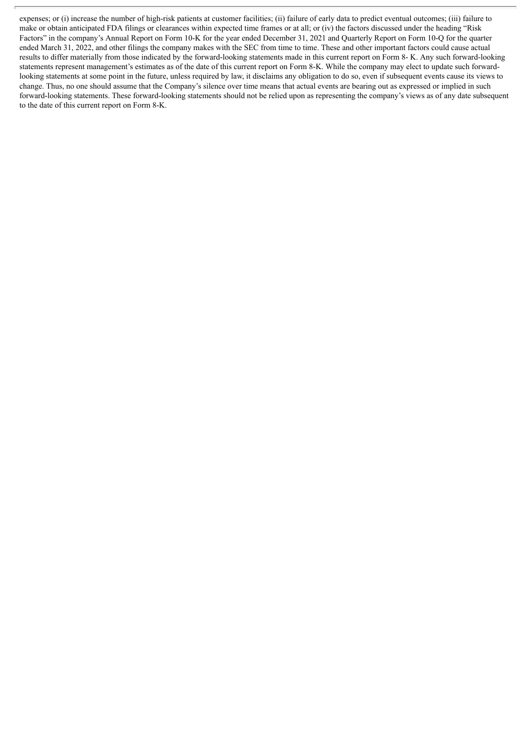expenses; or (i) increase the number of high-risk patients at customer facilities; (ii) failure of early data to predict eventual outcomes; (iii) failure to make or obtain anticipated FDA filings or clearances within expected time frames or at all; or (iv) the factors discussed under the heading "Risk Factors" in the company's Annual Report on Form 10-K for the year ended December 31, 2021 and Quarterly Report on Form 10-Q for the quarter ended March 31, 2022, and other filings the company makes with the SEC from time to time. These and other important factors could cause actual results to differ materially from those indicated by the forward-looking statements made in this current report on Form 8- K. Any such forward-looking statements represent management's estimates as of the date of this current report on Form 8-K. While the company may elect to update such forward-looking statements at some point in the future, unless required by law, it disclaims any obligation to do so, even if subsequent events cause its views to change. Thus, no one should assume that the Company's silence over time means that actual events are bearing out as expressed or implied in such forward-looking statements. These forward-looking statements should not be relied upon as representing the company's views as of any date subsequent to the date of this current report on Form 8-K.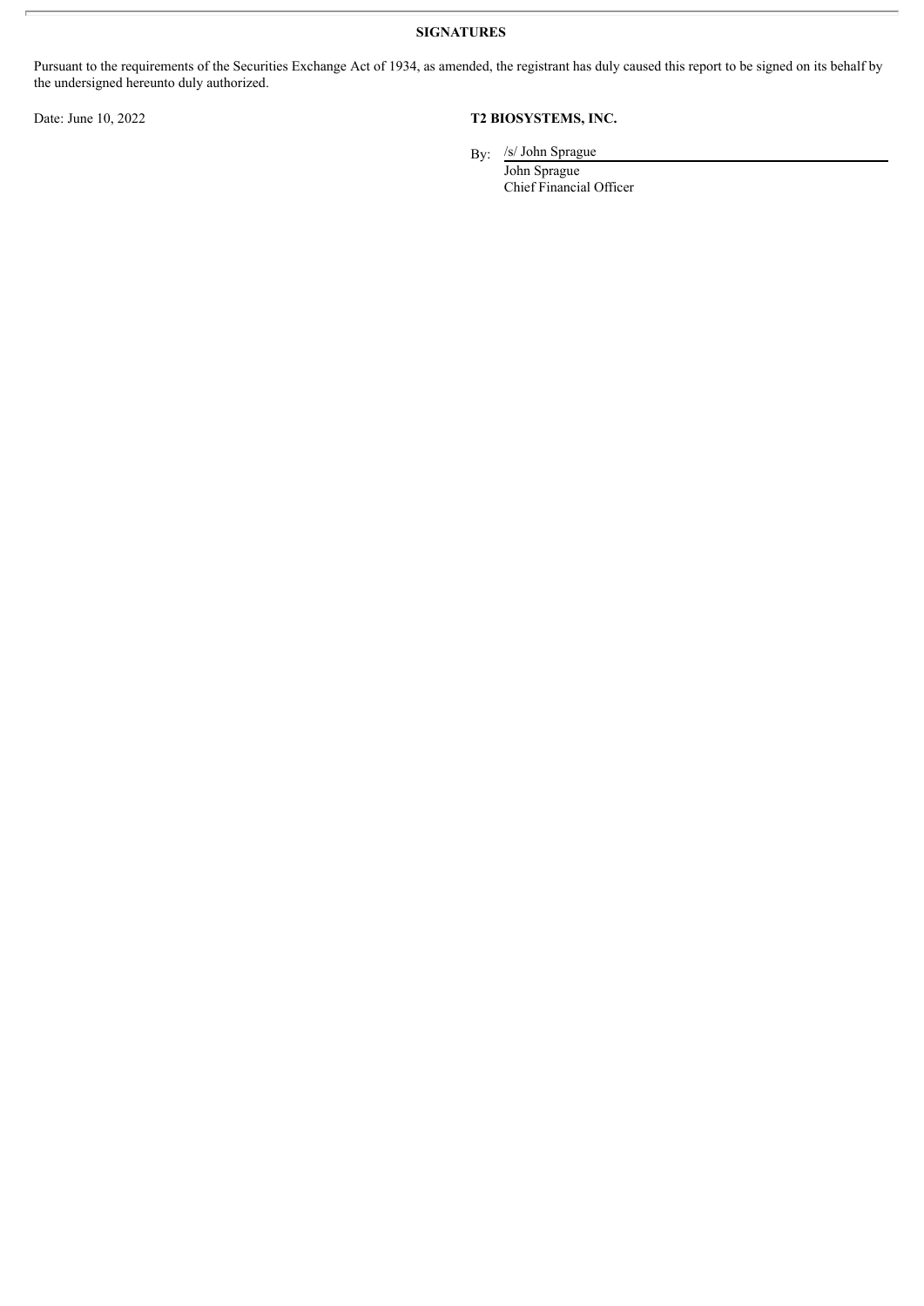**SIGNATURES**

Pursuant to the requirements of the Securities Exchange Act of 1934, as amended, the registrant has duly caused this report to be signed on its behalf by the undersigned hereunto duly authorized.

Date: June 10, 2022

**T2 BIOSYSTEMS, INC.**

By: /s/ John Sprague
John Sprague
Chief Financial Officer